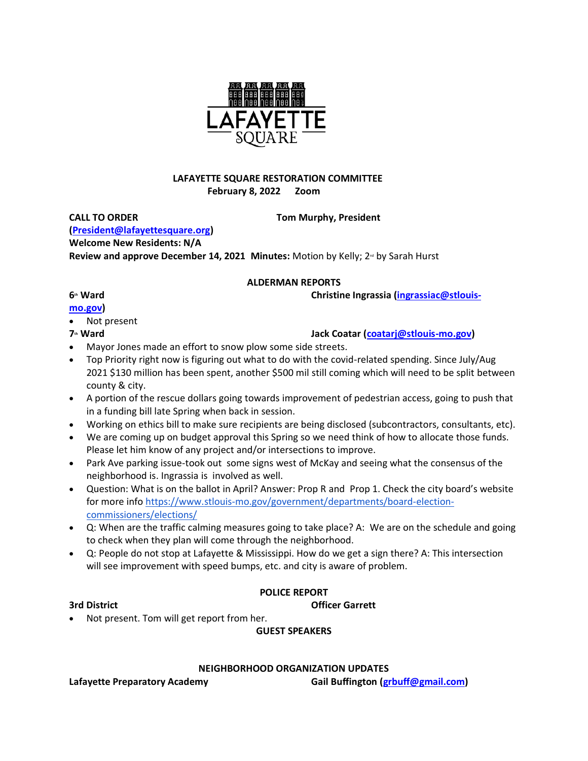LAFAYETTE SQUARE

**LAFAYETTE SQUARE RESTORATION COMMITTEE**
**February 8, 2022 Zoom**

**CALL TO ORDER** **Tom Murphy, President (President@lafayettesquare.org)**

**Welcome New Residents: N/A**

**Review and approve December 14, 2021 Minutes:** Motion by Kelly; 2nd by Sarah Hurst

## ALDERMAN REPORTS

**6th Ward** **Christine Ingrassia (ingrassiac@stlouis-mo.gov)**

- Not present

**7th Ward** **Jack Coatar (coatarj@stlouis-mo.gov)**

- Mayor Jones made an effort to snow plow some side streets.
- Top Priority right now is figuring out what to do with the covid-related spending. Since July/Aug 2021 $130 million has been spent, another $500 mil still coming which will need to be split between county & city.
- A portion of the rescue dollars going towards improvement of pedestrian access, going to push that in a funding bill late Spring when back in session.
- Working on ethics bill to make sure recipients are being disclosed (subcontractors, consultants, etc).
- We are coming up on budget approval this Spring so we need think of how to allocate those funds. Please let him know of any project and/or intersections to improve.
- Park Ave parking issue-took out some signs west of McKay and seeing what the consensus of the neighborhood is. Ingrassia is involved as well.
- Question: What is on the ballot in April? Answer: Prop R and Prop 1. Check the city board's website for more info https://www.stlouis-mo.gov/government/departments/board-election-commissioners/elections/
- Q: When are the traffic calming measures going to take place? A: We are on the schedule and going to check when they plan will come through the neighborhood.
- Q: People do not stop at Lafayette & Mississippi. How do we get a sign there? A: This intersection will see improvement with speed bumps, etc. and city is aware of problem.

## POLICE REPORT

**3rd District** **Officer Garrett**

- Not present. Tom will get report from her.

## GUEST SPEAKERS

## NEIGHBORHOOD ORGANIZATION UPDATES

**Lafayette Preparatory Academy** **Gail Buffington (grbuff@gmail.com)**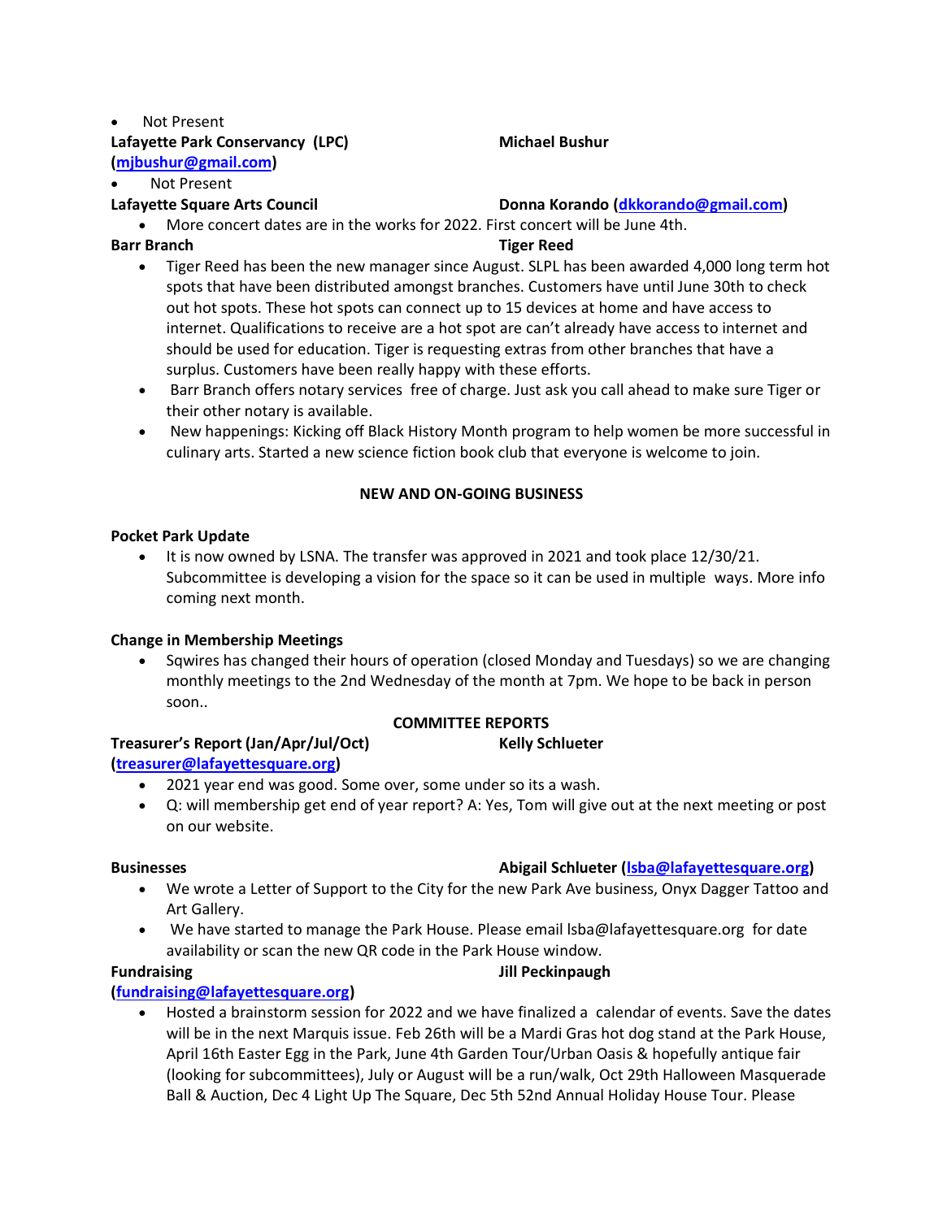- Not Present

**Lafayette Park Conservancy (LPC)** **Michael Bushur** **(mjbushur@gmail.com)**

- Not Present

**Lafayette Square Arts Council** **Donna Korando (dkkorando@gmail.com)**

- More concert dates are in the works for 2022. First concert will be June 4th.

**Barr Branch** **Tiger Reed**

- Tiger Reed has been the new manager since August. SLPL has been awarded 4,000 long term hot spots that have been distributed amongst branches. Customers have until June 30th to check out hot spots. These hot spots can connect up to 15 devices at home and have access to internet. Qualifications to receive are a hot spot are can't already have access to internet and should be used for education. Tiger is requesting extras from other branches that have a surplus. Customers have been really happy with these efforts.
- Barr Branch offers notary services free of charge. Just ask you call ahead to make sure Tiger or their other notary is available.
- New happenings: Kicking off Black History Month program to help women be more successful in culinary arts. Started a new science fiction book club that everyone is welcome to join.

## NEW AND ON-GOING BUSINESS

**Pocket Park Update**

- It is now owned by LSNA. The transfer was approved in 2021 and took place 12/30/21. Subcommittee is developing a vision for the space so it can be used in multiple ways. More info coming next month.

**Change in Membership Meetings**

- Sqwires has changed their hours of operation (closed Monday and Tuesdays) so we are changing monthly meetings to the 2nd Wednesday of the month at 7pm. We hope to be back in person soon..

## COMMITTEE REPORTS

**Treasurer's Report (Jan/Apr/Jul/Oct)** **Kelly Schlueter** **(treasurer@lafayettesquare.org)**

- 2021 year end was good. Some over, some under so its a wash.
- Q: will membership get end of year report? A: Yes, Tom will give out at the next meeting or post on our website.

**Businesses** **Abigail Schlueter (lsba@lafayettesquare.org)**

- We wrote a Letter of Support to the City for the new Park Ave business, Onyx Dagger Tattoo and Art Gallery.
- We have started to manage the Park House. Please email lsba@lafayettesquare.org for date availability or scan the new QR code in the Park House window.

**Fundraising** **Jill Peckinpaugh** **(fundraising@lafayettesquare.org)**

- Hosted a brainstorm session for 2022 and we have finalized a calendar of events. Save the dates will be in the next Marquis issue. Feb 26th will be a Mardi Gras hot dog stand at the Park House, April 16th Easter Egg in the Park, June 4th Garden Tour/Urban Oasis & hopefully antique fair (looking for subcommittees), July or August will be a run/walk, Oct 29th Halloween Masquerade Ball & Auction, Dec 4 Light Up The Square, Dec 5th 52nd Annual Holiday House Tour. Please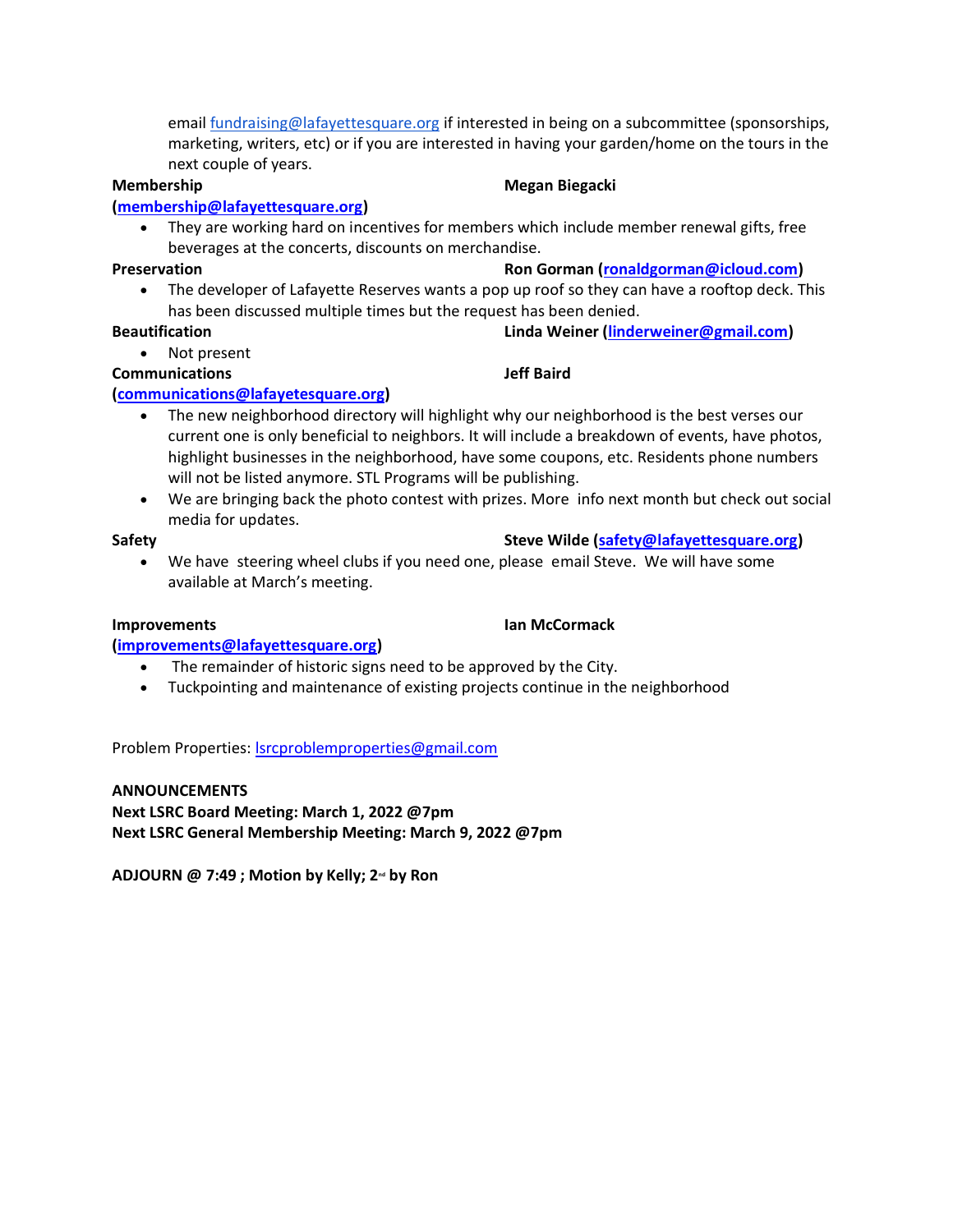email fundraising@lafayettesquare.org if interested in being on a subcommittee (sponsorships, marketing, writers, etc) or if you are interested in having your garden/home on the tours in the next couple of years.

**Membership (membership@lafayettesquare.org)** **Megan Biegacki**

- They are working hard on incentives for members which include member renewal gifts, free beverages at the concerts, discounts on merchandise.

**Preservation** **Ron Gorman (ronaldgorman@icloud.com)**

- The developer of Lafayette Reserves wants a pop up roof so they can have a rooftop deck. This has been discussed multiple times but the request has been denied.

**Beautification** **Linda Weiner (linderweiner@gmail.com)**

- Not present

**Communications (communications@lafayetesquare.org)** **Jeff Baird**

- The new neighborhood directory will highlight why our neighborhood is the best verses our current one is only beneficial to neighbors. It will include a breakdown of events, have photos, highlight businesses in the neighborhood, have some coupons, etc. Residents phone numbers will not be listed anymore. STL Programs will be publishing.
- We are bringing back the photo contest with prizes. More info next month but check out social media for updates.

**Safety** **Steve Wilde (safety@lafayettesquare.org)**

- We have steering wheel clubs if you need one, please email Steve. We will have some available at March's meeting.

**Improvements (improvements@lafayettesquare.org)** **Ian McCormack**

- The remainder of historic signs need to be approved by the City.
- Tuckpointing and maintenance of existing projects continue in the neighborhood

Problem Properties: lsrcproblemproperties@gmail.com

**ANNOUNCEMENTS**

**Next LSRC Board Meeting: March 1, 2022 @7pm**

**Next LSRC General Membership Meeting: March 9, 2022 @7pm**

**ADJOURN @ 7:49 ; Motion by Kelly; 2nd by Ron**